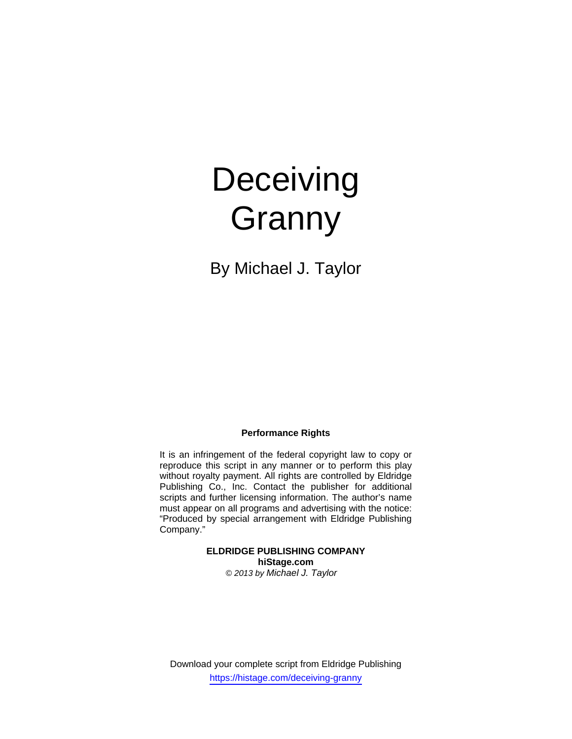# Deceiving Granny

By Michael J. Taylor

**Performance Rights**

It is an infringement of the federal copyright law to copy or reproduce this script in any manner or to perform this play without royalty payment. All rights are controlled by Eldridge Publishing Co., Inc. Contact the publisher for additional scripts and further licensing information. The author's name must appear on all programs and advertising with the notice: "Produced by special arrangement with Eldridge Publishing Company."

**ELDRIDGE PUBLISHING COMPANY**
**hiStage.com**
*© 2013 by Michael J. Taylor*

Download your complete script from Eldridge Publishing
https://histage.com/deceiving-granny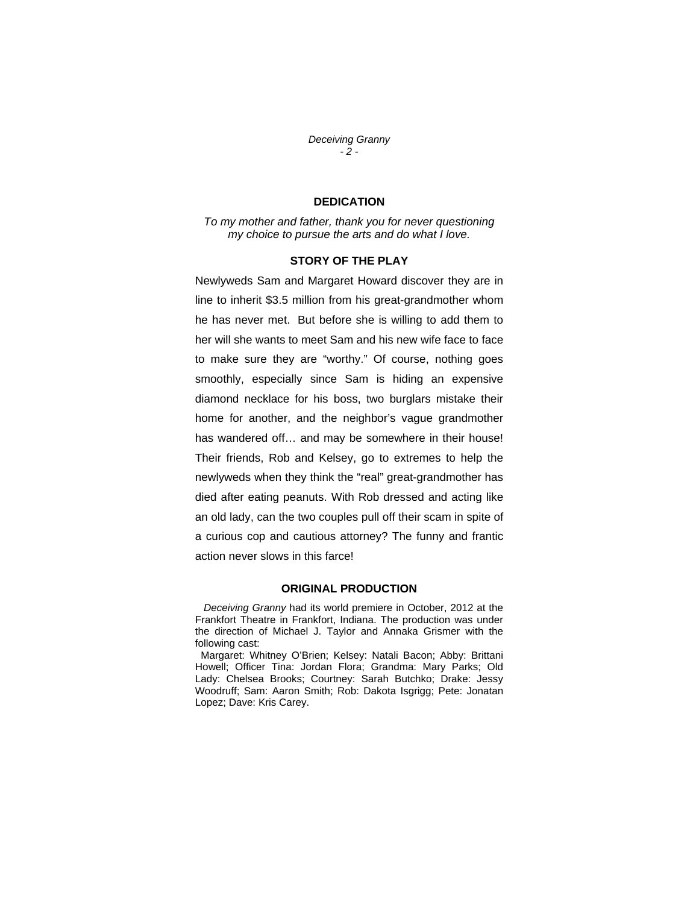## DEDICATION

*To my mother and father, thank you for never questioning my choice to pursue the arts and do what I love.*

## STORY OF THE PLAY

Newlyweds Sam and Margaret Howard discover they are in line to inherit $3.5 million from his great-grandmother whom he has never met. But before she is willing to add them to her will she wants to meet Sam and his new wife face to face to make sure they are "worthy." Of course, nothing goes smoothly, especially since Sam is hiding an expensive diamond necklace for his boss, two burglars mistake their home for another, and the neighbor's vague grandmother has wandered off… and may be somewhere in their house! Their friends, Rob and Kelsey, go to extremes to help the newlyweds when they think the "real" great-grandmother has died after eating peanuts. With Rob dressed and acting like an old lady, can the two couples pull off their scam in spite of a curious cop and cautious attorney? The funny and frantic action never slows in this farce!

## ORIGINAL PRODUCTION

*Deceiving Granny* had its world premiere in October, 2012 at the Frankfort Theatre in Frankfort, Indiana. The production was under the direction of Michael J. Taylor and Annaka Grismer with the following cast:

Margaret: Whitney O'Brien; Kelsey: Natali Bacon; Abby: Brittani Howell; Officer Tina: Jordan Flora; Grandma: Mary Parks; Old Lady: Chelsea Brooks; Courtney: Sarah Butchko; Drake: Jessy Woodruff; Sam: Aaron Smith; Rob: Dakota Isgrigg; Pete: Jonatan Lopez; Dave: Kris Carey.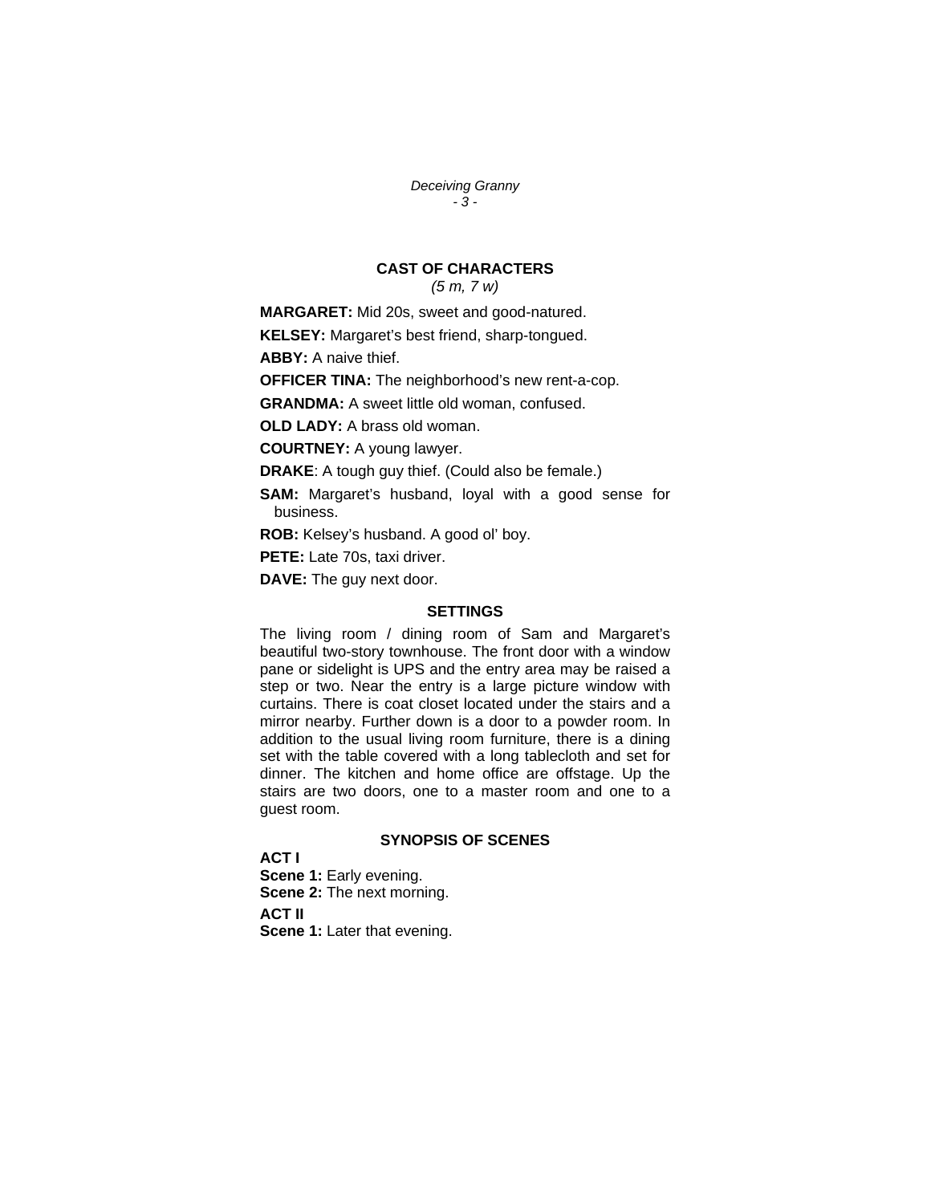## CAST OF CHARACTERS

*(5 m, 7 w)*

**MARGARET:** Mid 20s, sweet and good-natured.

**KELSEY:** Margaret's best friend, sharp-tongued.

**ABBY:** A naive thief.

**OFFICER TINA:** The neighborhood's new rent-a-cop.

**GRANDMA:** A sweet little old woman, confused.

**OLD LADY:** A brass old woman.

**COURTNEY:** A young lawyer.

**DRAKE**: A tough guy thief. (Could also be female.)

**SAM:** Margaret's husband, loyal with a good sense for business.

**ROB:** Kelsey's husband. A good ol' boy.

**PETE:** Late 70s, taxi driver.

**DAVE:** The guy next door.

## SETTINGS

The living room / dining room of Sam and Margaret's beautiful two-story townhouse. The front door with a window pane or sidelight is UPS and the entry area may be raised a step or two. Near the entry is a large picture window with curtains. There is coat closet located under the stairs and a mirror nearby. Further down is a door to a powder room. In addition to the usual living room furniture, there is a dining set with the table covered with a long tablecloth and set for dinner. The kitchen and home office are offstage. Up the stairs are two doors, one to a master room and one to a guest room.

## SYNOPSIS OF SCENES

**ACT I**

**Scene 1:** Early evening.

**Scene 2:** The next morning.

**ACT II**

**Scene 1:** Later that evening.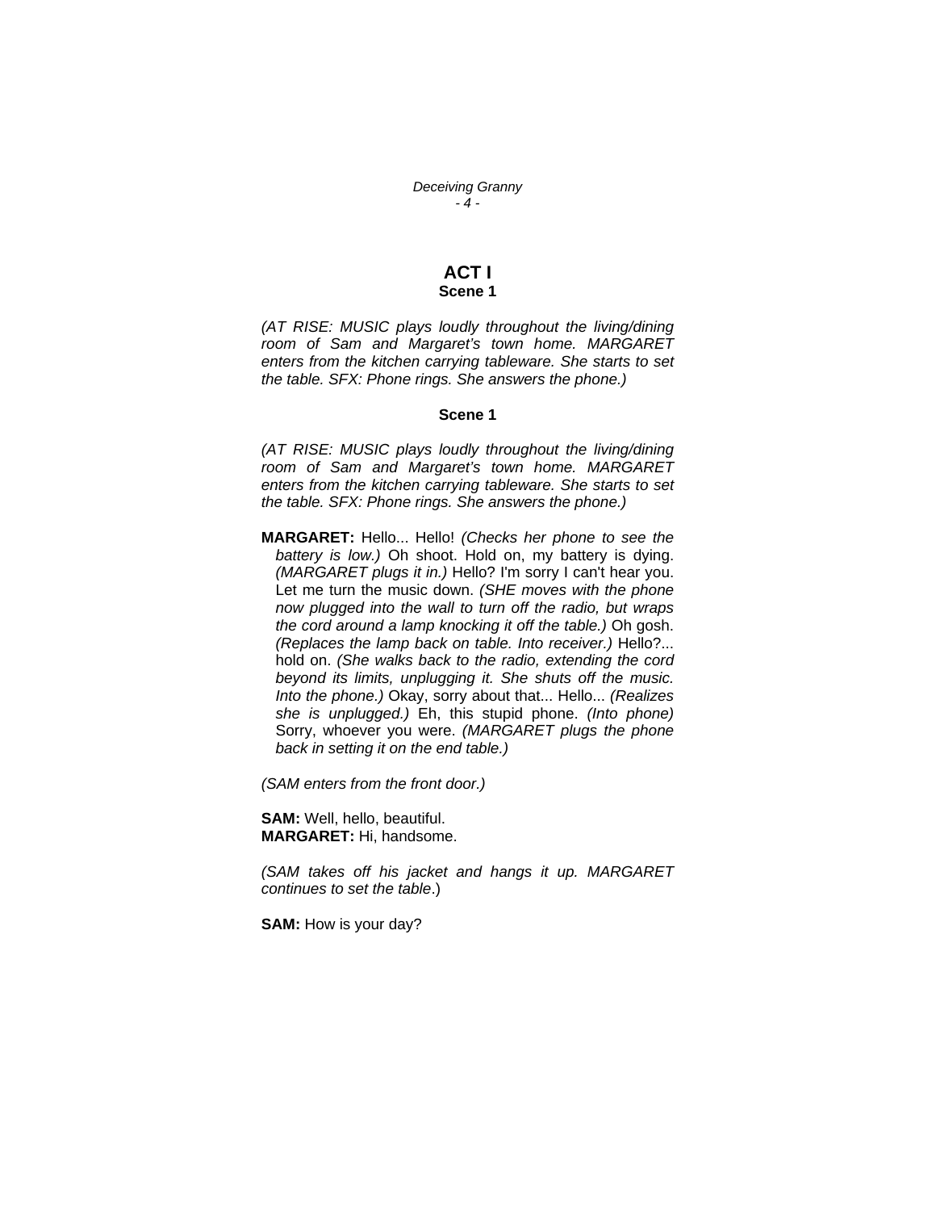# ACT I

## Scene 1

*(AT RISE: MUSIC plays loudly throughout the living/dining room of Sam and Margaret's town home. MARGARET enters from the kitchen carrying tableware. She starts to set the table. SFX: Phone rings. She answers the phone.)*

## Scene 1

*(AT RISE: MUSIC plays loudly throughout the living/dining room of Sam and Margaret's town home. MARGARET enters from the kitchen carrying tableware. She starts to set the table. SFX: Phone rings. She answers the phone.)*

**MARGARET:** Hello... Hello! *(Checks her phone to see the battery is low.)* Oh shoot. Hold on, my battery is dying. *(MARGARET plugs it in.)* Hello? I'm sorry I can't hear you. Let me turn the music down. *(SHE moves with the phone now plugged into the wall to turn off the radio, but wraps the cord around a lamp knocking it off the table.)* Oh gosh. *(Replaces the lamp back on table. Into receiver.)* Hello?... hold on. *(She walks back to the radio, extending the cord beyond its limits, unplugging it. She shuts off the music. Into the phone.)* Okay, sorry about that... Hello... *(Realizes she is unplugged.)* Eh, this stupid phone. *(Into phone)* Sorry, whoever you were. *(MARGARET plugs the phone back in setting it on the end table.)*

*(SAM enters from the front door.)*

**SAM:** Well, hello, beautiful.
**MARGARET:** Hi, handsome.

*(SAM takes off his jacket and hangs it up. MARGARET continues to set the table.)*

**SAM:** How is your day?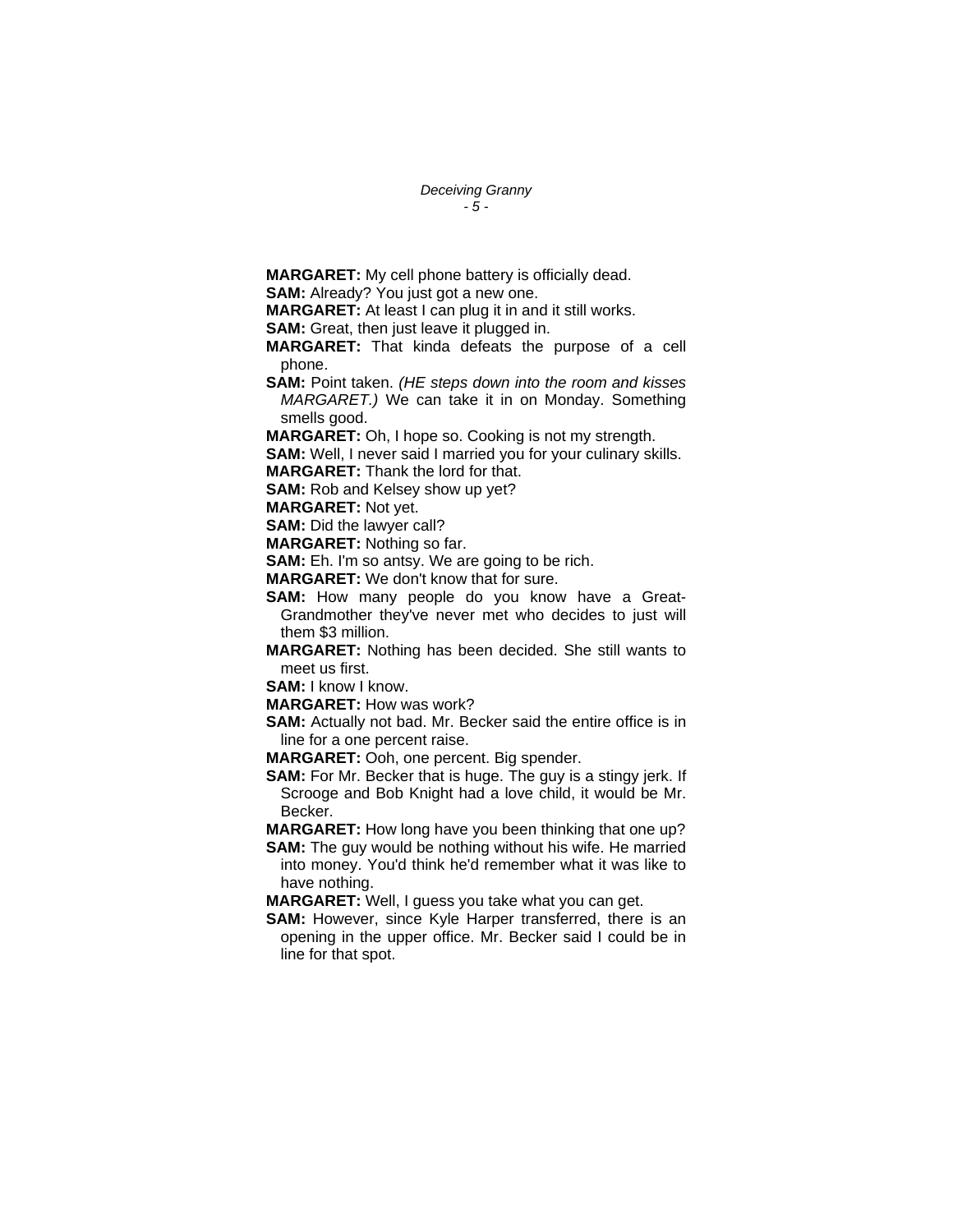**MARGARET:** My cell phone battery is officially dead.

**SAM:** Already? You just got a new one.

**MARGARET:** At least I can plug it in and it still works.

**SAM:** Great, then just leave it plugged in.

**MARGARET:** That kinda defeats the purpose of a cell phone.

**SAM:** Point taken. *(HE steps down into the room and kisses MARGARET.)* We can take it in on Monday. Something smells good.

**MARGARET:** Oh, I hope so. Cooking is not my strength.

**SAM:** Well, I never said I married you for your culinary skills.

**MARGARET:** Thank the lord for that.

**SAM:** Rob and Kelsey show up yet?

**MARGARET:** Not yet.

**SAM:** Did the lawyer call?

**MARGARET:** Nothing so far.

**SAM:** Eh. I'm so antsy. We are going to be rich.

**MARGARET:** We don't know that for sure.

**SAM:** How many people do you know have a Great-Grandmother they've never met who decides to just will them $3 million.

**MARGARET:** Nothing has been decided. She still wants to meet us first.

**SAM:** I know I know.

**MARGARET:** How was work?

**SAM:** Actually not bad. Mr. Becker said the entire office is in line for a one percent raise.

**MARGARET:** Ooh, one percent. Big spender.

**SAM:** For Mr. Becker that is huge. The guy is a stingy jerk. If Scrooge and Bob Knight had a love child, it would be Mr. Becker.

**MARGARET:** How long have you been thinking that one up?

**SAM:** The guy would be nothing without his wife. He married into money. You'd think he'd remember what it was like to have nothing.

**MARGARET:** Well, I guess you take what you can get.

**SAM:** However, since Kyle Harper transferred, there is an opening in the upper office. Mr. Becker said I could be in line for that spot.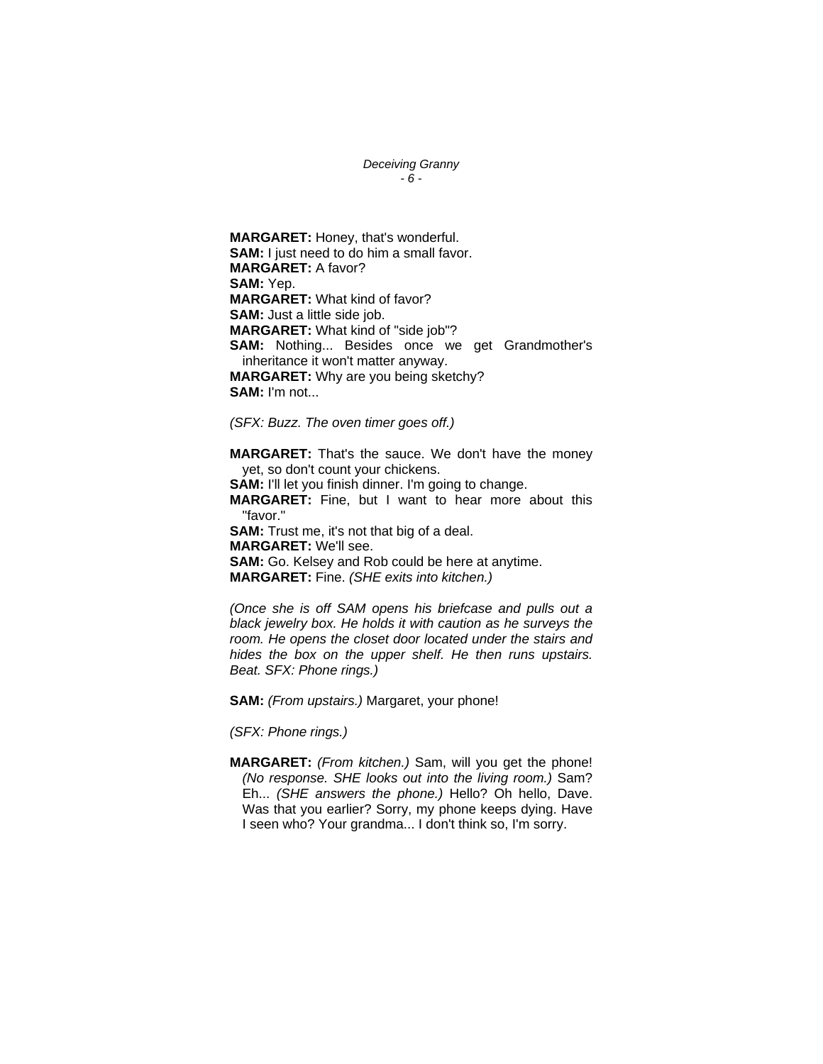**MARGARET:** Honey, that's wonderful.
**SAM:** I just need to do him a small favor.
**MARGARET:** A favor?
**SAM:** Yep.
**MARGARET:** What kind of favor?
**SAM:** Just a little side job.
**MARGARET:** What kind of "side job"?
**SAM:** Nothing... Besides once we get Grandmother's inheritance it won't matter anyway.
**MARGARET:** Why are you being sketchy?
**SAM:** I'm not...

*(SFX: Buzz. The oven timer goes off.)*

**MARGARET:** That's the sauce. We don't have the money yet, so don't count your chickens.
**SAM:** I'll let you finish dinner. I'm going to change.
**MARGARET:** Fine, but I want to hear more about this "favor."
**SAM:** Trust me, it's not that big of a deal.
**MARGARET:** We'll see.
**SAM:** Go. Kelsey and Rob could be here at anytime.
**MARGARET:** Fine. *(SHE exits into kitchen.)*

*(Once she is off SAM opens his briefcase and pulls out a black jewelry box. He holds it with caution as he surveys the room. He opens the closet door located under the stairs and hides the box on the upper shelf. He then runs upstairs. Beat. SFX: Phone rings.)*

**SAM:** *(From upstairs.)* Margaret, your phone!

*(SFX: Phone rings.)*

**MARGARET:** *(From kitchen.)* Sam, will you get the phone! *(No response. SHE looks out into the living room.)* Sam? Eh... *(SHE answers the phone.)* Hello? Oh hello, Dave. Was that you earlier? Sorry, my phone keeps dying. Have I seen who? Your grandma... I don't think so, I'm sorry.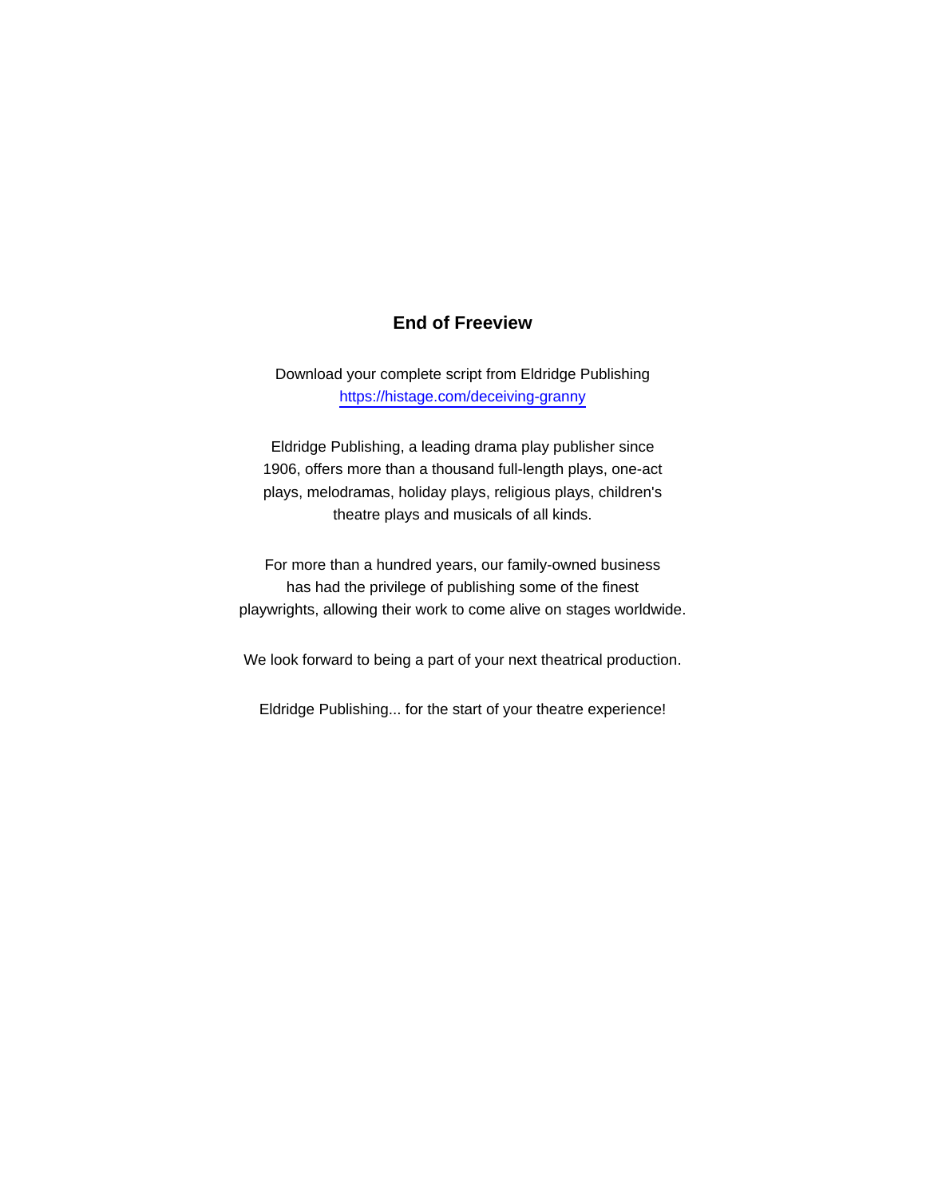## End of Freeview

Download your complete script from Eldridge Publishing
https://histage.com/deceiving-granny

Eldridge Publishing, a leading drama play publisher since 1906, offers more than a thousand full-length plays, one-act plays, melodramas, holiday plays, religious plays, children's theatre plays and musicals of all kinds.

For more than a hundred years, our family-owned business has had the privilege of publishing some of the finest playwrights, allowing their work to come alive on stages worldwide.

We look forward to being a part of your next theatrical production.

Eldridge Publishing... for the start of your theatre experience!